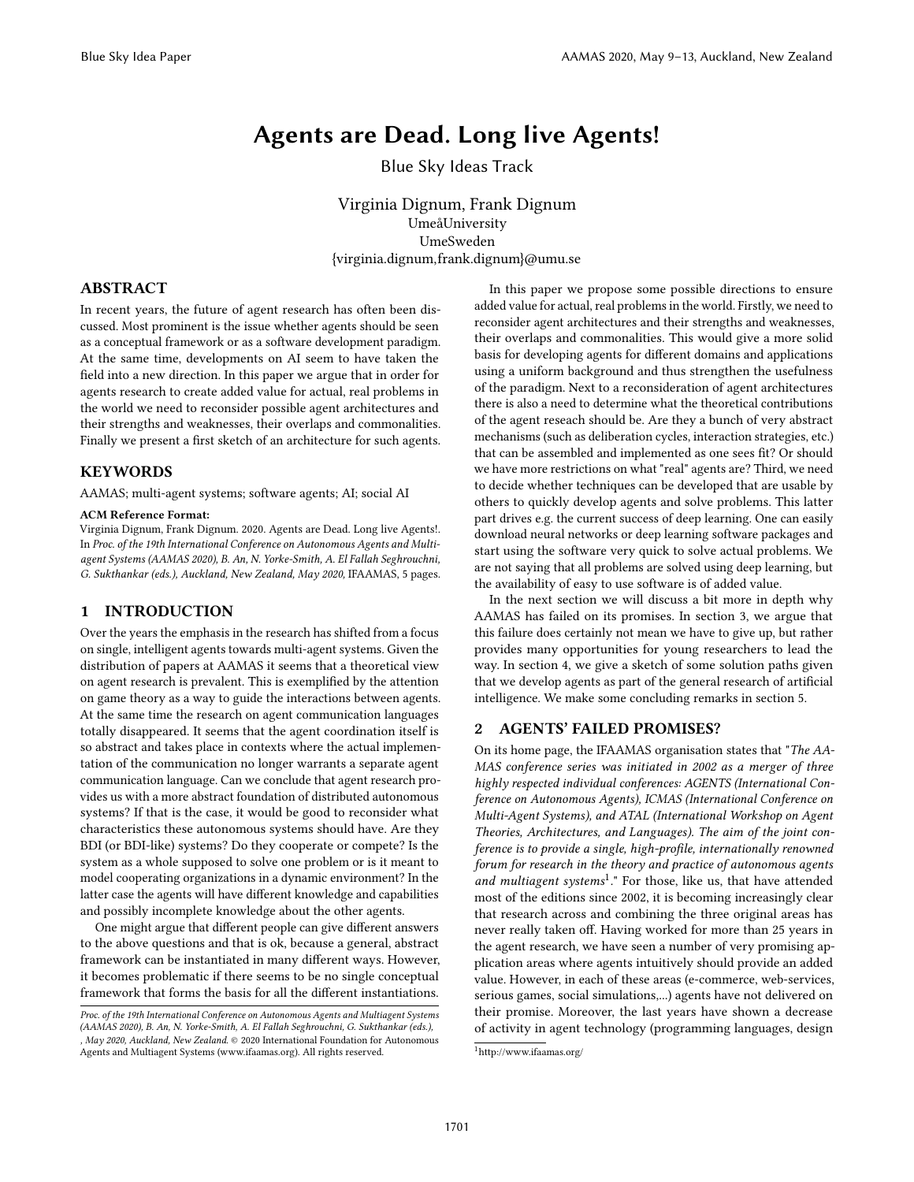# Agents are Dead. Long live Agents!

Blue Sky Ideas Track

Virginia Dignum, Frank Dignum
UmeåUniversity
UmeSweden
{virginia.dignum,frank.dignum}@umu.se

## ABSTRACT

In recent years, the future of agent research has often been discussed. Most prominent is the issue whether agents should be seen as a conceptual framework or as a software development paradigm. At the same time, developments on AI seem to have taken the field into a new direction. In this paper we argue that in order for agents research to create added value for actual, real problems in the world we need to reconsider possible agent architectures and their strengths and weaknesses, their overlaps and commonalities. Finally we present a first sketch of an architecture for such agents.

## KEYWORDS

AAMAS; multi-agent systems; software agents; AI; social AI

**ACM Reference Format:**
Virginia Dignum, Frank Dignum. 2020. Agents are Dead. Long live Agents!. In *Proc. of the 19th International Conference on Autonomous Agents and Multiagent Systems (AAMAS 2020), B. An, N. Yorke-Smith, A. El Fallah Seghrouchni, G. Sukthankar (eds.), Auckland, New Zealand, May 2020,* IFAAMAS, 5 pages.

## 1 INTRODUCTION

Over the years the emphasis in the research has shifted from a focus on single, intelligent agents towards multi-agent systems. Given the distribution of papers at AAMAS it seems that a theoretical view on agent research is prevalent. This is exemplified by the attention on game theory as a way to guide the interactions between agents. At the same time the research on agent communication languages totally disappeared. It seems that the agent coordination itself is so abstract and takes place in contexts where the actual implementation of the communication no longer warrants a separate agent communication language. Can we conclude that agent research provides us with a more abstract foundation of distributed autonomous systems? If that is the case, it would be good to reconsider what characteristics these autonomous systems should have. Are they BDI (or BDI-like) systems? Do they cooperate or compete? Is the system as a whole supposed to solve one problem or is it meant to model cooperating organizations in a dynamic environment? In the latter case the agents will have different knowledge and capabilities and possibly incomplete knowledge about the other agents.

One might argue that different people can give different answers to the above questions and that is ok, because a general, abstract framework can be instantiated in many different ways. However, it becomes problematic if there seems to be no single conceptual framework that forms the basis for all the different instantiations.

In this paper we propose some possible directions to ensure added value for actual, real problems in the world. Firstly, we need to reconsider agent architectures and their strengths and weaknesses, their overlaps and commonalities. This would give a more solid basis for developing agents for different domains and applications using a uniform background and thus strengthen the usefulness of the paradigm. Next to a reconsideration of agent architectures there is also a need to determine what the theoretical contributions of the agent reseach should be. Are they a bunch of very abstract mechanisms (such as deliberation cycles, interaction strategies, etc.) that can be assembled and implemented as one sees fit? Or should we have more restrictions on what "real" agents are? Third, we need to decide whether techniques can be developed that are usable by others to quickly develop agents and solve problems. This latter part drives e.g. the current success of deep learning. One can easily download neural networks or deep learning software packages and start using the software very quick to solve actual problems. We are not saying that all problems are solved using deep learning, but the availability of easy to use software is of added value.

In the next section we will discuss a bit more in depth why AAMAS has failed on its promises. In section 3, we argue that this failure does certainly not mean we have to give up, but rather provides many opportunities for young researchers to lead the way. In section 4, we give a sketch of some solution paths given that we develop agents as part of the general research of artificial intelligence. We make some concluding remarks in section 5.

## 2 AGENTS' FAILED PROMISES?

On its home page, the IFAAMAS organisation states that "*The AAMAS conference series was initiated in 2002 as a merger of three highly respected individual conferences: AGENTS (International Conference on Autonomous Agents), ICMAS (International Conference on Multi-Agent Systems), and ATAL (International Workshop on Agent Theories, Architectures, and Languages). The aim of the joint conference is to provide a single, high-profile, internationally renowned forum for research in the theory and practice of autonomous agents and multiagent systems*[1]." For those, like us, that have attended most of the editions since 2002, it is becoming increasingly clear that research across and combining the three original areas has never really taken off. Having worked for more than 25 years in the agent research, we have seen a number of very promising application areas where agents intuitively should provide an added value. However, in each of these areas (e-commerce, web-services, serious games, social simulations,...) agents have not delivered on their promise. Moreover, the last years have shown a decrease of activity in agent technology (programming languages, design

[1] http://www.ifaamas.org/

*Proc. of the 19th International Conference on Autonomous Agents and Multiagent Systems (AAMAS 2020), B. An, N. Yorke-Smith, A. El Fallah Seghrouchni, G. Sukthankar (eds.), , May 2020, Auckland, New Zealand.* © 2020 International Foundation for Autonomous Agents and Multiagent Systems (www.ifaamas.org). All rights reserved.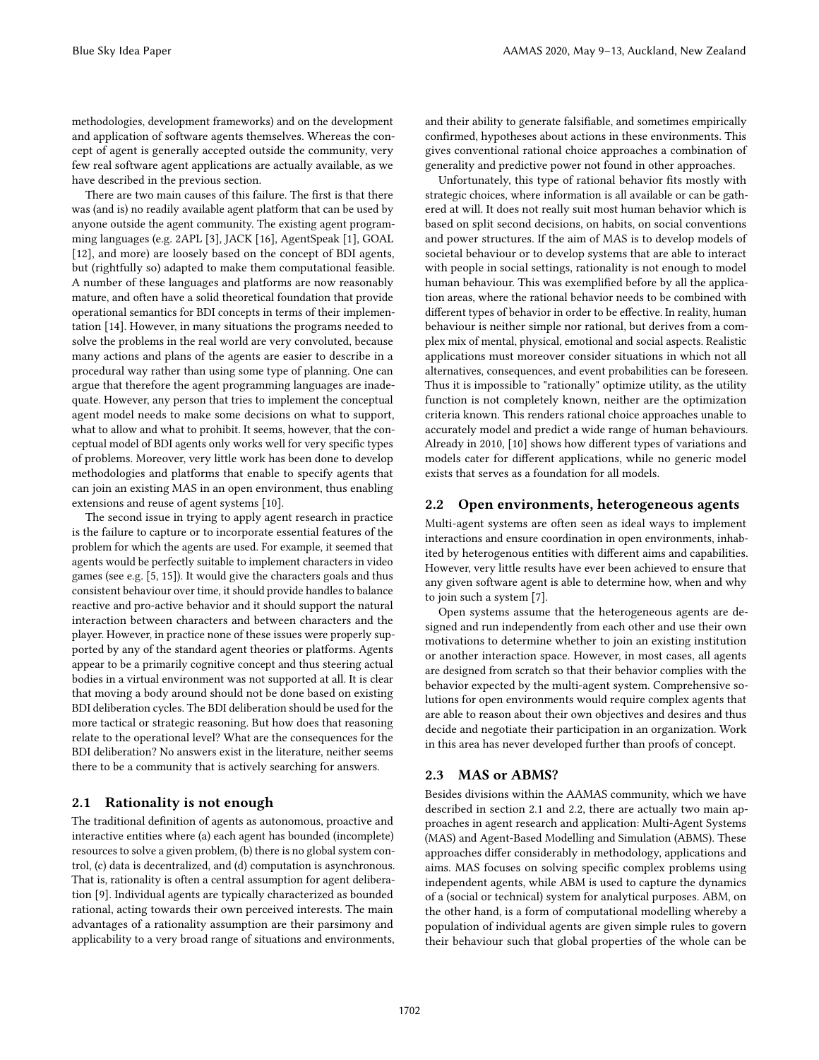methodologies, development frameworks) and on the development and application of software agents themselves. Whereas the concept of agent is generally accepted outside the community, very few real software agent applications are actually available, as we have described in the previous section.

There are two main causes of this failure. The first is that there was (and is) no readily available agent platform that can be used by anyone outside the agent community. The existing agent programming languages (e.g. 2APL [3], JACK [16], AgentSpeak [1], GOAL [12], and more) are loosely based on the concept of BDI agents, but (rightfully so) adapted to make them computational feasible. A number of these languages and platforms are now reasonably mature, and often have a solid theoretical foundation that provide operational semantics for BDI concepts in terms of their implementation [14]. However, in many situations the programs needed to solve the problems in the real world are very convoluted, because many actions and plans of the agents are easier to describe in a procedural way rather than using some type of planning. One can argue that therefore the agent programming languages are inadequate. However, any person that tries to implement the conceptual agent model needs to make some decisions on what to support, what to allow and what to prohibit. It seems, however, that the conceptual model of BDI agents only works well for very specific types of problems. Moreover, very little work has been done to develop methodologies and platforms that enable to specify agents that can join an existing MAS in an open environment, thus enabling extensions and reuse of agent systems [10].

The second issue in trying to apply agent research in practice is the failure to capture or to incorporate essential features of the problem for which the agents are used. For example, it seemed that agents would be perfectly suitable to implement characters in video games (see e.g. [5, 15]). It would give the characters goals and thus consistent behaviour over time, it should provide handles to balance reactive and pro-active behavior and it should support the natural interaction between characters and between characters and the player. However, in practice none of these issues were properly supported by any of the standard agent theories or platforms. Agents appear to be a primarily cognitive concept and thus steering actual bodies in a virtual environment was not supported at all. It is clear that moving a body around should not be done based on existing BDI deliberation cycles. The BDI deliberation should be used for the more tactical or strategic reasoning. But how does that reasoning relate to the operational level? What are the consequences for the BDI deliberation? No answers exist in the literature, neither seems there to be a community that is actively searching for answers.

### 2.1 Rationality is not enough

The traditional definition of agents as autonomous, proactive and interactive entities where (a) each agent has bounded (incomplete) resources to solve a given problem, (b) there is no global system control, (c) data is decentralized, and (d) computation is asynchronous. That is, rationality is often a central assumption for agent deliberation [9]. Individual agents are typically characterized as bounded rational, acting towards their own perceived interests. The main advantages of a rationality assumption are their parsimony and applicability to a very broad range of situations and environments, and their ability to generate falsifiable, and sometimes empirically confirmed, hypotheses about actions in these environments. This gives conventional rational choice approaches a combination of generality and predictive power not found in other approaches.

Unfortunately, this type of rational behavior fits mostly with strategic choices, where information is all available or can be gathered at will. It does not really suit most human behavior which is based on split second decisions, on habits, on social conventions and power structures. If the aim of MAS is to develop models of societal behaviour or to develop systems that are able to interact with people in social settings, rationality is not enough to model human behaviour. This was exemplified before by all the application areas, where the rational behavior needs to be combined with different types of behavior in order to be effective. In reality, human behaviour is neither simple nor rational, but derives from a complex mix of mental, physical, emotional and social aspects. Realistic applications must moreover consider situations in which not all alternatives, consequences, and event probabilities can be foreseen. Thus it is impossible to "rationally" optimize utility, as the utility function is not completely known, neither are the optimization criteria known. This renders rational choice approaches unable to accurately model and predict a wide range of human behaviours. Already in 2010, [10] shows how different types of variations and models cater for different applications, while no generic model exists that serves as a foundation for all models.

### 2.2 Open environments, heterogeneous agents

Multi-agent systems are often seen as ideal ways to implement interactions and ensure coordination in open environments, inhabited by heterogenous entities with different aims and capabilities. However, very little results have ever been achieved to ensure that any given software agent is able to determine how, when and why to join such a system [7].

Open systems assume that the heterogeneous agents are designed and run independently from each other and use their own motivations to determine whether to join an existing institution or another interaction space. However, in most cases, all agents are designed from scratch so that their behavior complies with the behavior expected by the multi-agent system. Comprehensive solutions for open environments would require complex agents that are able to reason about their own objectives and desires and thus decide and negotiate their participation in an organization. Work in this area has never developed further than proofs of concept.

### 2.3 MAS or ABMS?

Besides divisions within the AAMAS community, which we have described in section 2.1 and 2.2, there are actually two main approaches in agent research and application: Multi-Agent Systems (MAS) and Agent-Based Modelling and Simulation (ABMS). These approaches differ considerably in methodology, applications and aims. MAS focuses on solving specific complex problems using independent agents, while ABM is used to capture the dynamics of a (social or technical) system for analytical purposes. ABM, on the other hand, is a form of computational modelling whereby a population of individual agents are given simple rules to govern their behaviour such that global properties of the whole can be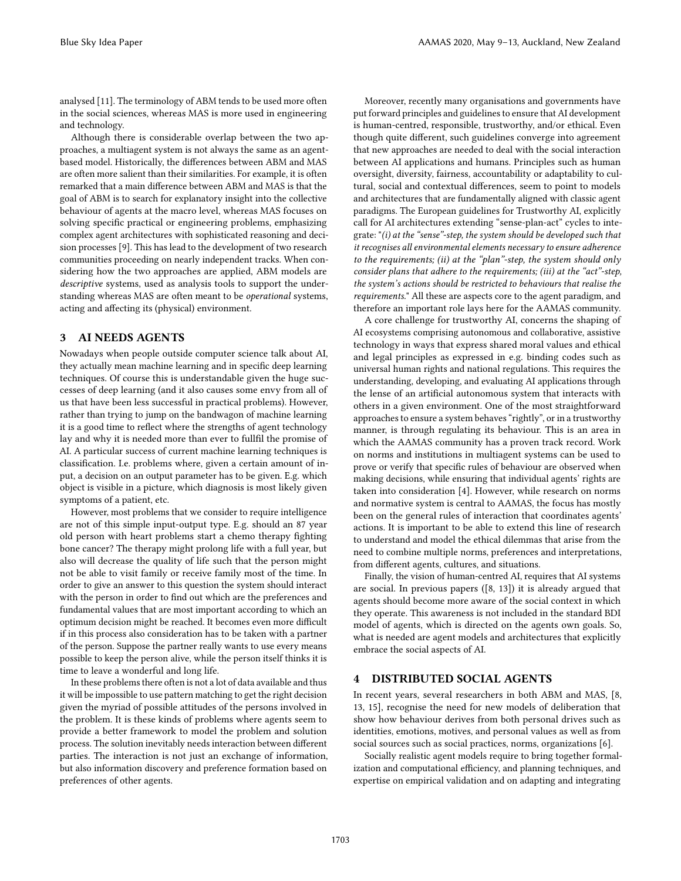analysed [11]. The terminology of ABM tends to be used more often in the social sciences, whereas MAS is more used in engineering and technology.

Although there is considerable overlap between the two approaches, a multiagent system is not always the same as an agent-based model. Historically, the differences between ABM and MAS are often more salient than their similarities. For example, it is often remarked that a main difference between ABM and MAS is that the goal of ABM is to search for explanatory insight into the collective behaviour of agents at the macro level, whereas MAS focuses on solving specific practical or engineering problems, emphasizing complex agent architectures with sophisticated reasoning and decision processes [9]. This has lead to the development of two research communities proceeding on nearly independent tracks. When considering how the two approaches are applied, ABM models are *descriptive* systems, used as analysis tools to support the understanding whereas MAS are often meant to be *operational* systems, acting and affecting its (physical) environment.

## 3 AI NEEDS AGENTS

Nowadays when people outside computer science talk about AI, they actually mean machine learning and in specific deep learning techniques. Of course this is understandable given the huge successes of deep learning (and it also causes some envy from all of us that have been less successful in practical problems). However, rather than trying to jump on the bandwagon of machine learning it is a good time to reflect where the strengths of agent technology lay and why it is needed more than ever to fullfil the promise of AI. A particular success of current machine learning techniques is classification. I.e. problems where, given a certain amount of input, a decision on an output parameter has to be given. E.g. which object is visible in a picture, which diagnosis is most likely given symptoms of a patient, etc.

However, most problems that we consider to require intelligence are not of this simple input-output type. E.g. should an 87 year old person with heart problems start a chemo therapy fighting bone cancer? The therapy might prolong life with a full year, but also will decrease the quality of life such that the person might not be able to visit family or receive family most of the time. In order to give an answer to this question the system should interact with the person in order to find out which are the preferences and fundamental values that are most important according to which an optimum decision might be reached. It becomes even more difficult if in this process also consideration has to be taken with a partner of the person. Suppose the partner really wants to use every means possible to keep the person alive, while the person itself thinks it is time to leave a wonderful and long life.

In these problems there often is not a lot of data available and thus it will be impossible to use pattern matching to get the right decision given the myriad of possible attitudes of the persons involved in the problem. It is these kinds of problems where agents seem to provide a better framework to model the problem and solution process. The solution inevitably needs interaction between different parties. The interaction is not just an exchange of information, but also information discovery and preference formation based on preferences of other agents.

Moreover, recently many organisations and governments have put forward principles and guidelines to ensure that AI development is human-centred, responsible, trustworthy, and/or ethical. Even though quite different, such guidelines converge into agreement that new approaches are needed to deal with the social interaction between AI applications and humans. Principles such as human oversight, diversity, fairness, accountability or adaptability to cultural, social and contextual differences, seem to point to models and architectures that are fundamentally aligned with classic agent paradigms. The European guidelines for Trustworthy AI, explicitly call for AI architectures extending "sense-plan-act" cycles to integrate: "*(i) at the "sense"-step, the system should be developed such that it recognises all environmental elements necessary to ensure adherence to the requirements; (ii) at the "plan"-step, the system should only consider plans that adhere to the requirements; (iii) at the "act"-step, the system's actions should be restricted to behaviours that realise the requirements.*" All these are aspects core to the agent paradigm, and therefore an important role lays here for the AAMAS community.

A core challenge for trustworthy AI, concerns the shaping of AI ecosystems comprising autonomous and collaborative, assistive technology in ways that express shared moral values and ethical and legal principles as expressed in e.g. binding codes such as universal human rights and national regulations. This requires the understanding, developing, and evaluating AI applications through the lense of an artificial autonomous system that interacts with others in a given environment. One of the most straightforward approaches to ensure a system behaves "rightly", or in a trustworthy manner, is through regulating its behaviour. This is an area in which the AAMAS community has a proven track record. Work on norms and institutions in multiagent systems can be used to prove or verify that specific rules of behaviour are observed when making decisions, while ensuring that individual agents' rights are taken into consideration [4]. However, while research on norms and normative system is central to AAMAS, the focus has mostly been on the general rules of interaction that coordinates agents' actions. It is important to be able to extend this line of research to understand and model the ethical dilemmas that arise from the need to combine multiple norms, preferences and interpretations, from different agents, cultures, and situations.

Finally, the vision of human-centred AI, requires that AI systems are social. In previous papers ([8, 13]) it is already argued that agents should become more aware of the social context in which they operate. This awareness is not included in the standard BDI model of agents, which is directed on the agents own goals. So, what is needed are agent models and architectures that explicitly embrace the social aspects of AI.

## 4 DISTRIBUTED SOCIAL AGENTS

In recent years, several researchers in both ABM and MAS, [8, 13, 15], recognise the need for new models of deliberation that show how behaviour derives from both personal drives such as identities, emotions, motives, and personal values as well as from social sources such as social practices, norms, organizations [6].

Socially realistic agent models require to bring together formalization and computational efficiency, and planning techniques, and expertise on empirical validation and on adapting and integrating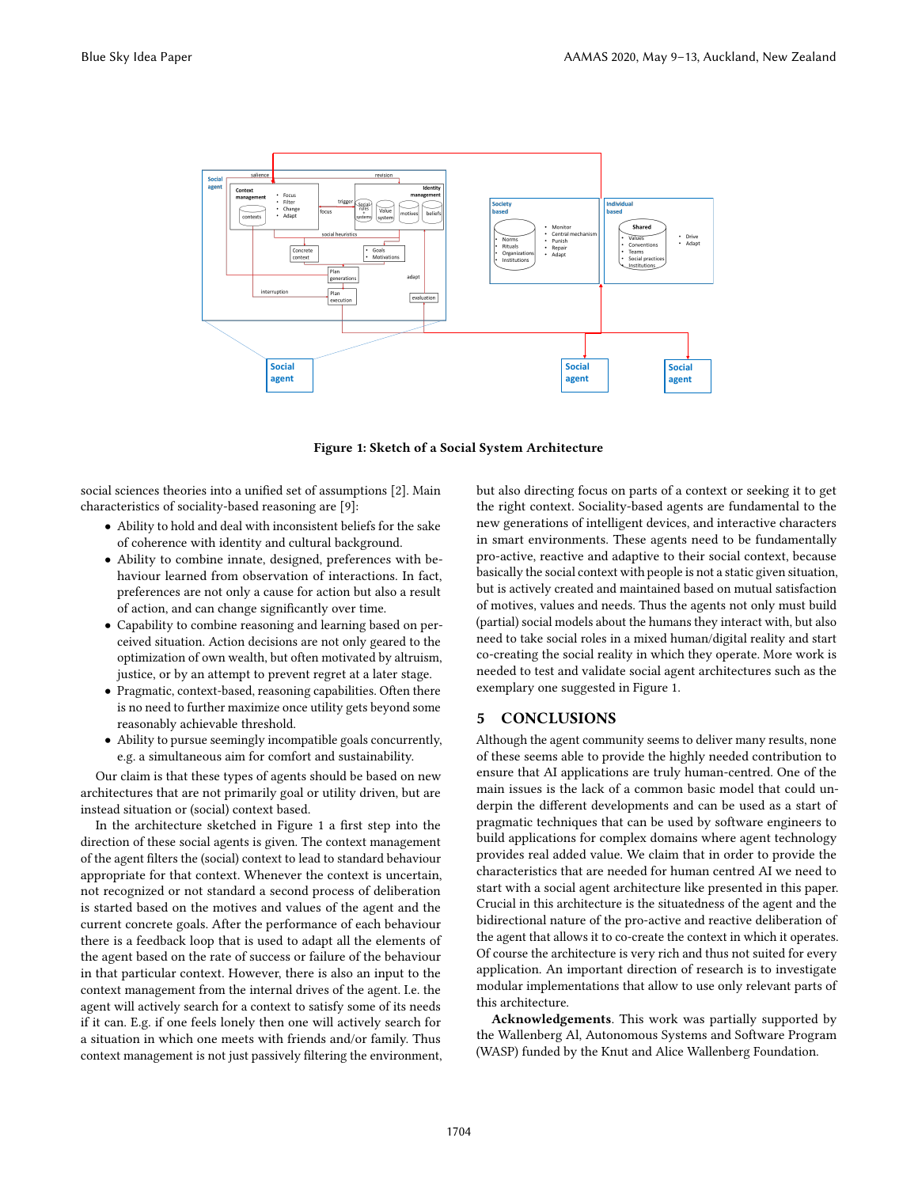**Figure 1: Sketch of a Social System Architecture**

social sciences theories into a unified set of assumptions [2]. Main characteristics of sociality-based reasoning are [9]:

- Ability to hold and deal with inconsistent beliefs for the sake of coherence with identity and cultural background.
- Ability to combine innate, designed, preferences with behaviour learned from observation of interactions. In fact, preferences are not only a cause for action but also a result of action, and can change significantly over time.
- Capability to combine reasoning and learning based on perceived situation. Action decisions are not only geared to the optimization of own wealth, but often motivated by altruism, justice, or by an attempt to prevent regret at a later stage.
- Pragmatic, context-based, reasoning capabilities. Often there is no need to further maximize once utility gets beyond some reasonably achievable threshold.
- Ability to pursue seemingly incompatible goals concurrently, e.g. a simultaneous aim for comfort and sustainability.

Our claim is that these types of agents should be based on new architectures that are not primarily goal or utility driven, but are instead situation or (social) context based.

In the architecture sketched in Figure 1 a first step into the direction of these social agents is given. The context management of the agent filters the (social) context to lead to standard behaviour appropriate for that context. Whenever the context is uncertain, not recognized or not standard a second process of deliberation is started based on the motives and values of the agent and the current concrete goals. After the performance of each behaviour there is a feedback loop that is used to adapt all the elements of the agent based on the rate of success or failure of the behaviour in that particular context. However, there is also an input to the context management from the internal drives of the agent. I.e. the agent will actively search for a context to satisfy some of its needs if it can. E.g. if one feels lonely then one will actively search for a situation in which one meets with friends and/or family. Thus context management is not just passively filtering the environment, but also directing focus on parts of a context or seeking it to get the right context. Sociality-based agents are fundamental to the new generations of intelligent devices, and interactive characters in smart environments. These agents need to be fundamentally pro-active, reactive and adaptive to their social context, because basically the social context with people is not a static given situation, but is actively created and maintained based on mutual satisfaction of motives, values and needs. Thus the agents not only must build (partial) social models about the humans they interact with, but also need to take social roles in a mixed human/digital reality and start co-creating the social reality in which they operate. More work is needed to test and validate social agent architectures such as the exemplary one suggested in Figure 1.

## 5 CONCLUSIONS

Although the agent community seems to deliver many results, none of these seems able to provide the highly needed contribution to ensure that AI applications are truly human-centred. One of the main issues is the lack of a common basic model that could underpin the different developments and can be used as a start of pragmatic techniques that can be used by software engineers to build applications for complex domains where agent technology provides real added value. We claim that in order to provide the characteristics that are needed for human centred AI we need to start with a social agent architecture like presented in this paper. Crucial in this architecture is the situatedness of the agent and the bidirectional nature of the pro-active and reactive deliberation of the agent that allows it to co-create the context in which it operates. Of course the architecture is very rich and thus not suited for every application. An important direction of research is to investigate modular implementations that allow to use only relevant parts of this architecture.

**Acknowledgements**. This work was partially supported by the Wallenberg AI, Autonomous Systems and Software Program (WASP) funded by the Knut and Alice Wallenberg Foundation.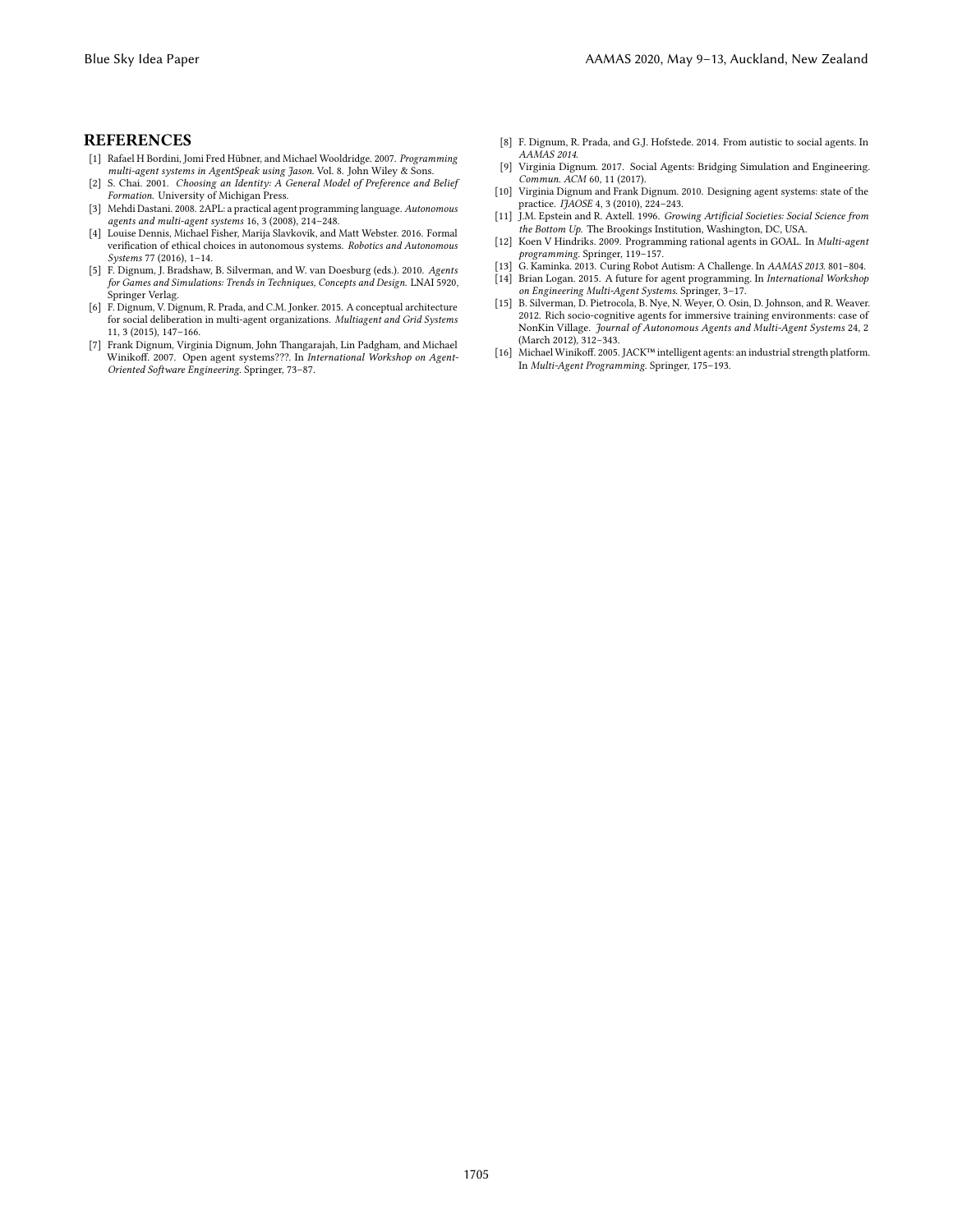## REFERENCES

[1] Rafael H Bordini, Jomi Fred Hübner, and Michael Wooldridge. 2007. *Programming multi-agent systems in AgentSpeak using Jason*. Vol. 8. John Wiley & Sons.

[2] S. Chai. 2001. *Choosing an Identity: A General Model of Preference and Belief Formation.* University of Michigan Press.

[3] Mehdi Dastani. 2008. 2APL: a practical agent programming language. *Autonomous agents and multi-agent systems* 16, 3 (2008), 214–248.

[4] Louise Dennis, Michael Fisher, Marija Slavkovik, and Matt Webster. 2016. Formal verification of ethical choices in autonomous systems. *Robotics and Autonomous Systems* 77 (2016), 1–14.

[5] F. Dignum, J. Bradshaw, B. Silverman, and W. van Doesburg (eds.). 2010. *Agents for Games and Simulations: Trends in Techniques, Concepts and Design.* LNAI 5920, Springer Verlag.

[6] F. Dignum, V. Dignum, R. Prada, and C.M. Jonker. 2015. A conceptual architecture for social deliberation in multi-agent organizations. *Multiagent and Grid Systems* 11, 3 (2015), 147–166.

[7] Frank Dignum, Virginia Dignum, John Thangarajah, Lin Padgham, and Michael Winikoff. 2007. Open agent systems???. In *International Workshop on Agent-Oriented Software Engineering*. Springer, 73–87.

[8] F. Dignum, R. Prada, and G.J. Hofstede. 2014. From autistic to social agents. In *AAMAS 2014*.

[9] Virginia Dignum. 2017. Social Agents: Bridging Simulation and Engineering. *Commun. ACM* 60, 11 (2017).

[10] Virginia Dignum and Frank Dignum. 2010. Designing agent systems: state of the practice. *IJAOSE* 4, 3 (2010), 224–243.

[11] J.M. Epstein and R. Axtell. 1996. *Growing Artificial Societies: Social Science from the Bottom Up.* The Brookings Institution, Washington, DC, USA.

[12] Koen V Hindriks. 2009. Programming rational agents in GOAL. In *Multi-agent programming*. Springer, 119–157.

[13] G. Kaminka. 2013. Curing Robot Autism: A Challenge. In *AAMAS 2013*. 801–804.

[14] Brian Logan. 2015. A future for agent programming. In *International Workshop on Engineering Multi-Agent Systems*. Springer, 3–17.

[15] B. Silverman, D. Pietrocola, B. Nye, N. Weyer, O. Osin, D. Johnson, and R. Weaver. 2012. Rich socio-cognitive agents for immersive training environments: case of NonKin Village. *Journal of Autonomous Agents and Multi-Agent Systems* 24, 2 (March 2012), 312–343.

[16] Michael Winikoff. 2005. JACK™ intelligent agents: an industrial strength platform. In *Multi-Agent Programming*. Springer, 175–193.